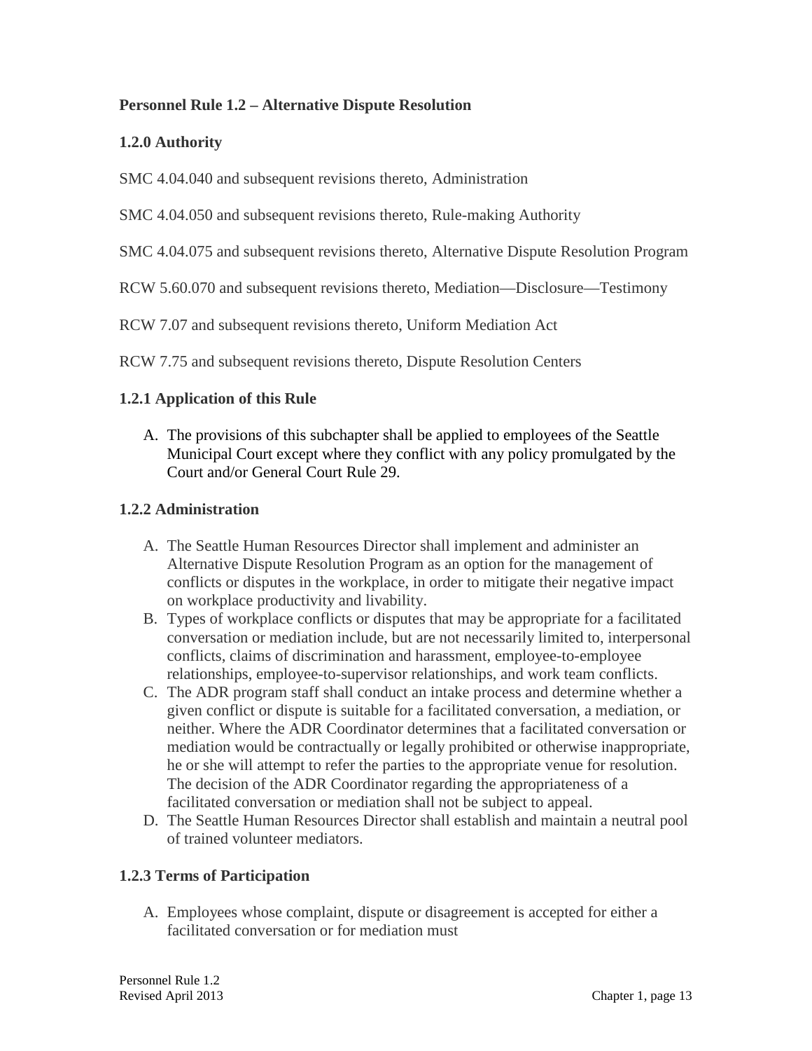## Personnel Rule 1.2 – Alternative Dispute Resolution

### 1.2.0 Authority

SMC 4.04.040 and subsequent revisions thereto, Administration

SMC 4.04.050 and subsequent revisions thereto, Rule-making Authority

SMC 4.04.075 and subsequent revisions thereto, Alternative Dispute Resolution Program

RCW 5.60.070 and subsequent revisions thereto, Mediation—Disclosure—Testimony

RCW 7.07 and subsequent revisions thereto, Uniform Mediation Act

RCW 7.75 and subsequent revisions thereto, Dispute Resolution Centers

### 1.2.1 Application of this Rule

A. The provisions of this subchapter shall be applied to employees of the Seattle Municipal Court except where they conflict with any policy promulgated by the Court and/or General Court Rule 29.

### 1.2.2 Administration

A. The Seattle Human Resources Director shall implement and administer an Alternative Dispute Resolution Program as an option for the management of conflicts or disputes in the workplace, in order to mitigate their negative impact on workplace productivity and livability.
B. Types of workplace conflicts or disputes that may be appropriate for a facilitated conversation or mediation include, but are not necessarily limited to, interpersonal conflicts, claims of discrimination and harassment, employee-to-employee relationships, employee-to-supervisor relationships, and work team conflicts.
C. The ADR program staff shall conduct an intake process and determine whether a given conflict or dispute is suitable for a facilitated conversation, a mediation, or neither. Where the ADR Coordinator determines that a facilitated conversation or mediation would be contractually or legally prohibited or otherwise inappropriate, he or she will attempt to refer the parties to the appropriate venue for resolution. The decision of the ADR Coordinator regarding the appropriateness of a facilitated conversation or mediation shall not be subject to appeal.
D. The Seattle Human Resources Director shall establish and maintain a neutral pool of trained volunteer mediators.

### 1.2.3 Terms of Participation

A. Employees whose complaint, dispute or disagreement is accepted for either a facilitated conversation or for mediation must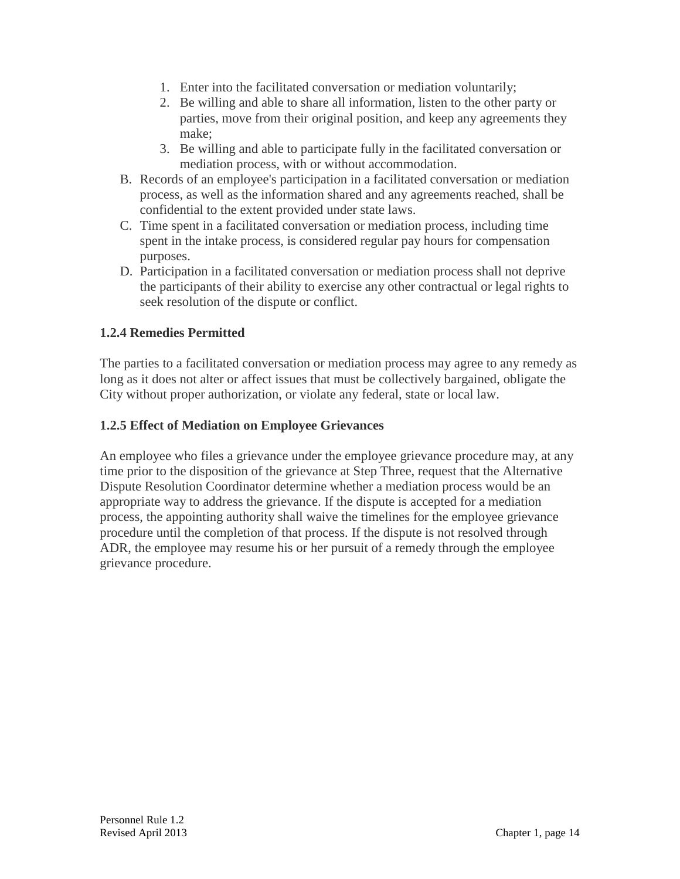1. Enter into the facilitated conversation or mediation voluntarily;
2. Be willing and able to share all information, listen to the other party or parties, move from their original position, and keep any agreements they make;
3. Be willing and able to participate fully in the facilitated conversation or mediation process, with or without accommodation.

B. Records of an employee's participation in a facilitated conversation or mediation process, as well as the information shared and any agreements reached, shall be confidential to the extent provided under state laws.

C. Time spent in a facilitated conversation or mediation process, including time spent in the intake process, is considered regular pay hours for compensation purposes.

D. Participation in a facilitated conversation or mediation process shall not deprive the participants of their ability to exercise any other contractual or legal rights to seek resolution of the dispute or conflict.

### 1.2.4 Remedies Permitted

The parties to a facilitated conversation or mediation process may agree to any remedy as long as it does not alter or affect issues that must be collectively bargained, obligate the City without proper authorization, or violate any federal, state or local law.

### 1.2.5 Effect of Mediation on Employee Grievances

An employee who files a grievance under the employee grievance procedure may, at any time prior to the disposition of the grievance at Step Three, request that the Alternative Dispute Resolution Coordinator determine whether a mediation process would be an appropriate way to address the grievance. If the dispute is accepted for a mediation process, the appointing authority shall waive the timelines for the employee grievance procedure until the completion of that process. If the dispute is not resolved through ADR, the employee may resume his or her pursuit of a remedy through the employee grievance procedure.